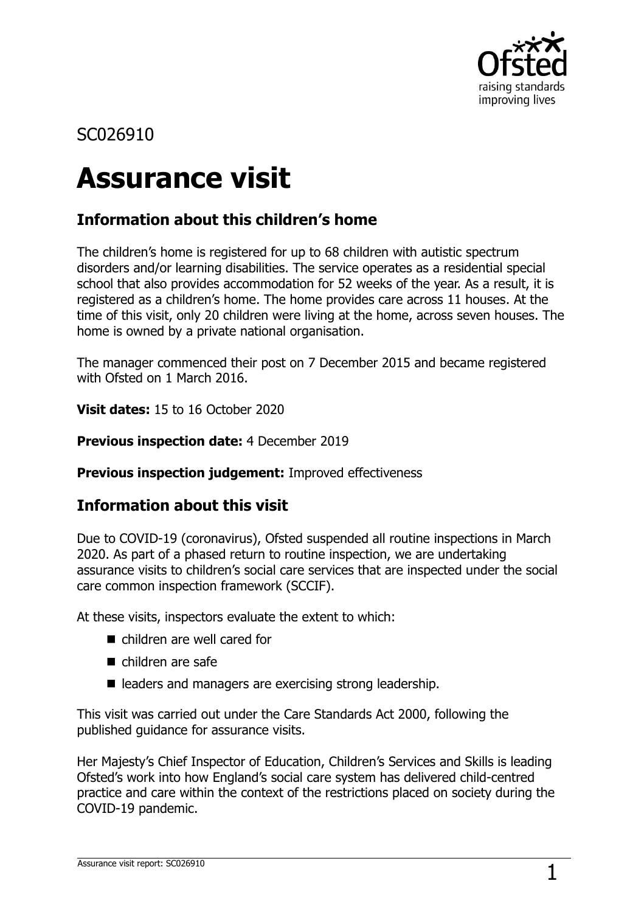SC026910

# Assurance visit

## Information about this children's home

The children's home is registered for up to 68 children with autistic spectrum disorders and/or learning disabilities. The service operates as a residential special school that also provides accommodation for 52 weeks of the year. As a result, it is registered as a children's home. The home provides care across 11 houses. At the time of this visit, only 20 children were living at the home, across seven houses. The home is owned by a private national organisation.

The manager commenced their post on 7 December 2015 and became registered with Ofsted on 1 March 2016.

**Visit dates:** 15 to 16 October 2020

**Previous inspection date:** 4 December 2019

**Previous inspection judgement:** Improved effectiveness

## Information about this visit

Due to COVID-19 (coronavirus), Ofsted suspended all routine inspections in March 2020. As part of a phased return to routine inspection, we are undertaking assurance visits to children's social care services that are inspected under the social care common inspection framework (SCCIF).

At these visits, inspectors evaluate the extent to which:

- children are well cared for
- children are safe
- leaders and managers are exercising strong leadership.

This visit was carried out under the Care Standards Act 2000, following the published guidance for assurance visits.

Her Majesty's Chief Inspector of Education, Children's Services and Skills is leading Ofsted's work into how England's social care system has delivered child-centred practice and care within the context of the restrictions placed on society during the COVID-19 pandemic.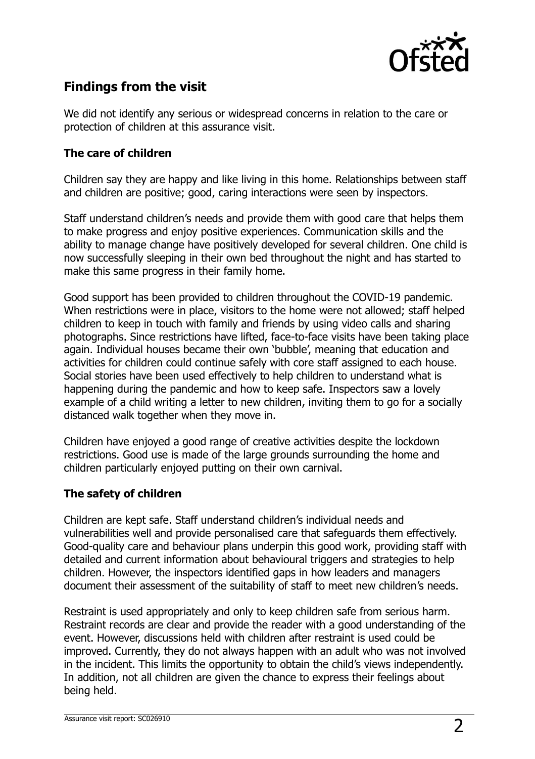## Findings from the visit

We did not identify any serious or widespread concerns in relation to the care or protection of children at this assurance visit.

### The care of children

Children say they are happy and like living in this home. Relationships between staff and children are positive; good, caring interactions were seen by inspectors.

Staff understand children's needs and provide them with good care that helps them to make progress and enjoy positive experiences. Communication skills and the ability to manage change have positively developed for several children. One child is now successfully sleeping in their own bed throughout the night and has started to make this same progress in their family home.

Good support has been provided to children throughout the COVID-19 pandemic. When restrictions were in place, visitors to the home were not allowed; staff helped children to keep in touch with family and friends by using video calls and sharing photographs. Since restrictions have lifted, face-to-face visits have been taking place again. Individual houses became their own 'bubble', meaning that education and activities for children could continue safely with core staff assigned to each house. Social stories have been used effectively to help children to understand what is happening during the pandemic and how to keep safe. Inspectors saw a lovely example of a child writing a letter to new children, inviting them to go for a socially distanced walk together when they move in.

Children have enjoyed a good range of creative activities despite the lockdown restrictions. Good use is made of the large grounds surrounding the home and children particularly enjoyed putting on their own carnival.

### The safety of children

Children are kept safe. Staff understand children's individual needs and vulnerabilities well and provide personalised care that safeguards them effectively. Good-quality care and behaviour plans underpin this good work, providing staff with detailed and current information about behavioural triggers and strategies to help children. However, the inspectors identified gaps in how leaders and managers document their assessment of the suitability of staff to meet new children's needs.

Restraint is used appropriately and only to keep children safe from serious harm. Restraint records are clear and provide the reader with a good understanding of the event. However, discussions held with children after restraint is used could be improved. Currently, they do not always happen with an adult who was not involved in the incident. This limits the opportunity to obtain the child's views independently. In addition, not all children are given the chance to express their feelings about being held.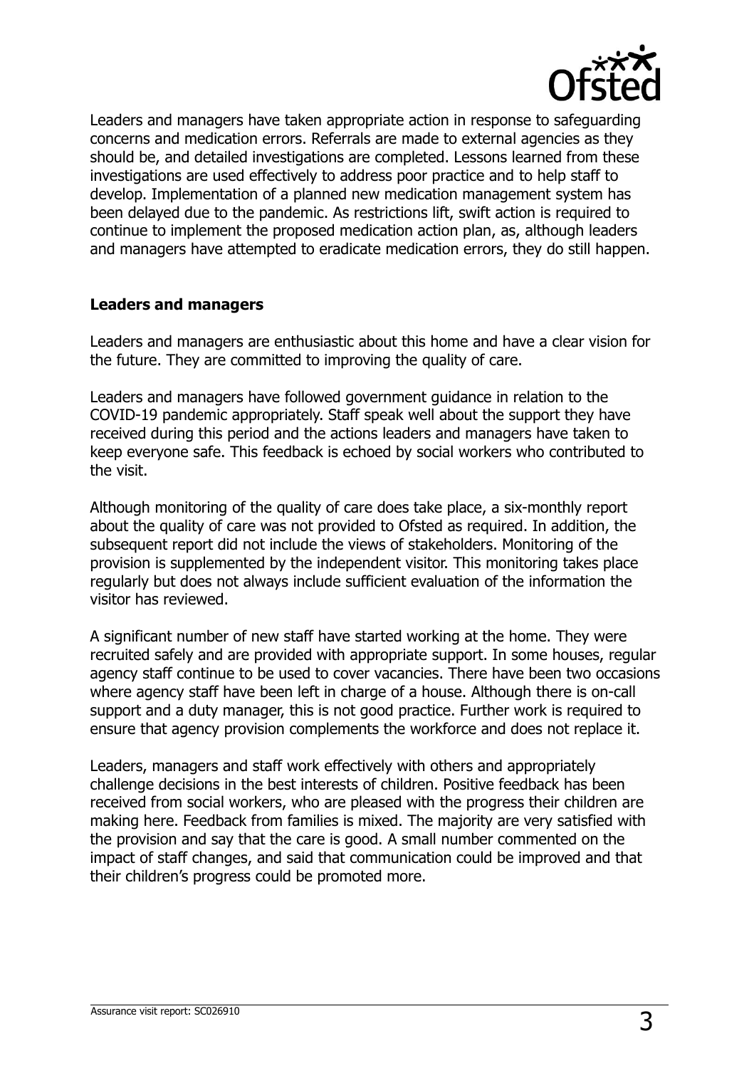Leaders and managers have taken appropriate action in response to safeguarding concerns and medication errors. Referrals are made to external agencies as they should be, and detailed investigations are completed. Lessons learned from these investigations are used effectively to address poor practice and to help staff to develop. Implementation of a planned new medication management system has been delayed due to the pandemic. As restrictions lift, swift action is required to continue to implement the proposed medication action plan, as, although leaders and managers have attempted to eradicate medication errors, they do still happen.

### Leaders and managers

Leaders and managers are enthusiastic about this home and have a clear vision for the future. They are committed to improving the quality of care.

Leaders and managers have followed government guidance in relation to the COVID-19 pandemic appropriately. Staff speak well about the support they have received during this period and the actions leaders and managers have taken to keep everyone safe. This feedback is echoed by social workers who contributed to the visit.

Although monitoring of the quality of care does take place, a six-monthly report about the quality of care was not provided to Ofsted as required. In addition, the subsequent report did not include the views of stakeholders. Monitoring of the provision is supplemented by the independent visitor. This monitoring takes place regularly but does not always include sufficient evaluation of the information the visitor has reviewed.

A significant number of new staff have started working at the home. They were recruited safely and are provided with appropriate support. In some houses, regular agency staff continue to be used to cover vacancies. There have been two occasions where agency staff have been left in charge of a house. Although there is on-call support and a duty manager, this is not good practice. Further work is required to ensure that agency provision complements the workforce and does not replace it.

Leaders, managers and staff work effectively with others and appropriately challenge decisions in the best interests of children. Positive feedback has been received from social workers, who are pleased with the progress their children are making here. Feedback from families is mixed. The majority are very satisfied with the provision and say that the care is good. A small number commented on the impact of staff changes, and said that communication could be improved and that their children's progress could be promoted more.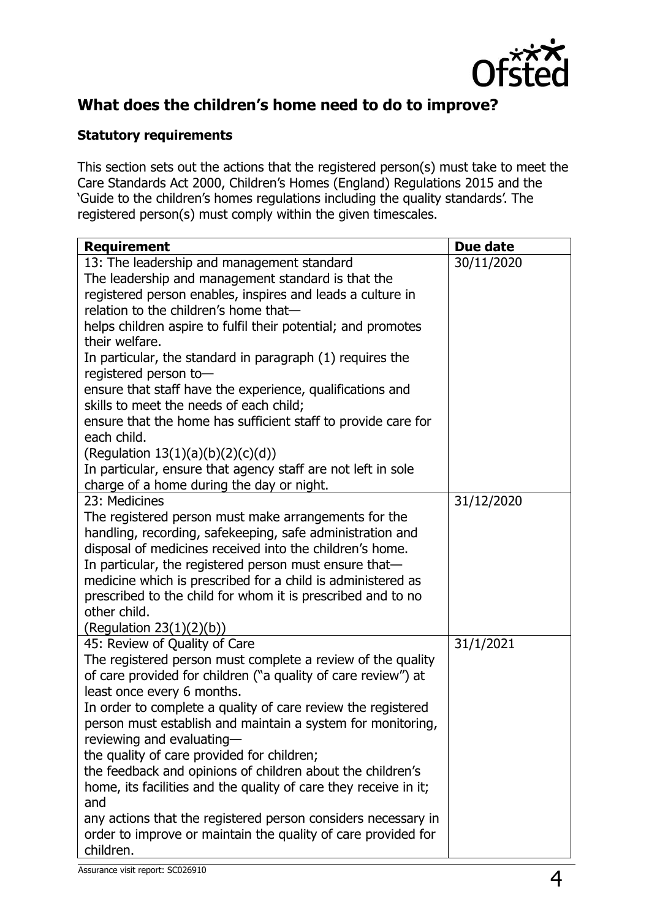## What does the children's home need to do to improve?

### Statutory requirements

This section sets out the actions that the registered person(s) must take to meet the Care Standards Act 2000, Children's Homes (England) Regulations 2015 and the 'Guide to the children's homes regulations including the quality standards'. The registered person(s) must comply within the given timescales.

| Requirement | Due date |
|---|---|
| 13: The leadership and management standard<br>The leadership and management standard is that the registered person enables, inspires and leads a culture in relation to the children's home that—<br>helps children aspire to fulfil their potential; and promotes their welfare.<br>In particular, the standard in paragraph (1) requires the registered person to—<br>ensure that staff have the experience, qualifications and skills to meet the needs of each child;<br>ensure that the home has sufficient staff to provide care for each child.<br>(Regulation 13(1)(a)(b)(2)(c)(d))<br>In particular, ensure that agency staff are not left in sole charge of a home during the day or night. | 30/11/2020 |
| 23: Medicines<br>The registered person must make arrangements for the handling, recording, safekeeping, safe administration and disposal of medicines received into the children's home.<br>In particular, the registered person must ensure that—<br>medicine which is prescribed for a child is administered as prescribed to the child for whom it is prescribed and to no other child.<br>(Regulation 23(1)(2)(b)) | 31/12/2020 |
| 45: Review of Quality of Care<br>The registered person must complete a review of the quality of care provided for children ("a quality of care review") at least once every 6 months.<br>In order to complete a quality of care review the registered person must establish and maintain a system for monitoring, reviewing and evaluating—<br>the quality of care provided for children;<br>the feedback and opinions of children about the children's home, its facilities and the quality of care they receive in it; and<br>any actions that the registered person considers necessary in order to improve or maintain the quality of care provided for children. | 31/1/2021 |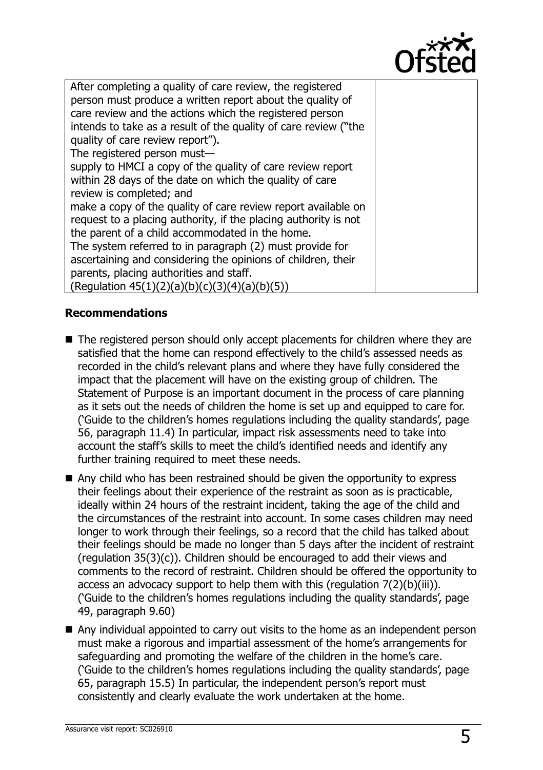| | |
|---|---|
| After completing a quality of care review, the registered person must produce a written report about the quality of care review and the actions which the registered person intends to take as a result of the quality of care review ("the quality of care review report").<br>The registered person must—<br>supply to HMCI a copy of the quality of care review report within 28 days of the date on which the quality of care review is completed; and<br>make a copy of the quality of care review report available on request to a placing authority, if the placing authority is not the parent of a child accommodated in the home.<br>The system referred to in paragraph (2) must provide for ascertaining and considering the opinions of children, their parents, placing authorities and staff.<br>(Regulation 45(1)(2)(a)(b)(c)(3)(4)(a)(b)(5)) | |

**Recommendations**

- The registered person should only accept placements for children where they are satisfied that the home can respond effectively to the child's assessed needs as recorded in the child's relevant plans and where they have fully considered the impact that the placement will have on the existing group of children. The Statement of Purpose is an important document in the process of care planning as it sets out the needs of children the home is set up and equipped to care for. ('Guide to the children's homes regulations including the quality standards', page 56, paragraph 11.4) In particular, impact risk assessments need to take into account the staff's skills to meet the child's identified needs and identify any further training required to meet these needs.
- Any child who has been restrained should be given the opportunity to express their feelings about their experience of the restraint as soon as is practicable, ideally within 24 hours of the restraint incident, taking the age of the child and the circumstances of the restraint into account. In some cases children may need longer to work through their feelings, so a record that the child has talked about their feelings should be made no longer than 5 days after the incident of restraint (regulation 35(3)(c)). Children should be encouraged to add their views and comments to the record of restraint. Children should be offered the opportunity to access an advocacy support to help them with this (regulation 7(2)(b)(iii)). ('Guide to the children's homes regulations including the quality standards', page 49, paragraph 9.60)
- Any individual appointed to carry out visits to the home as an independent person must make a rigorous and impartial assessment of the home's arrangements for safeguarding and promoting the welfare of the children in the home's care. ('Guide to the children's homes regulations including the quality standards', page 65, paragraph 15.5) In particular, the independent person's report must consistently and clearly evaluate the work undertaken at the home.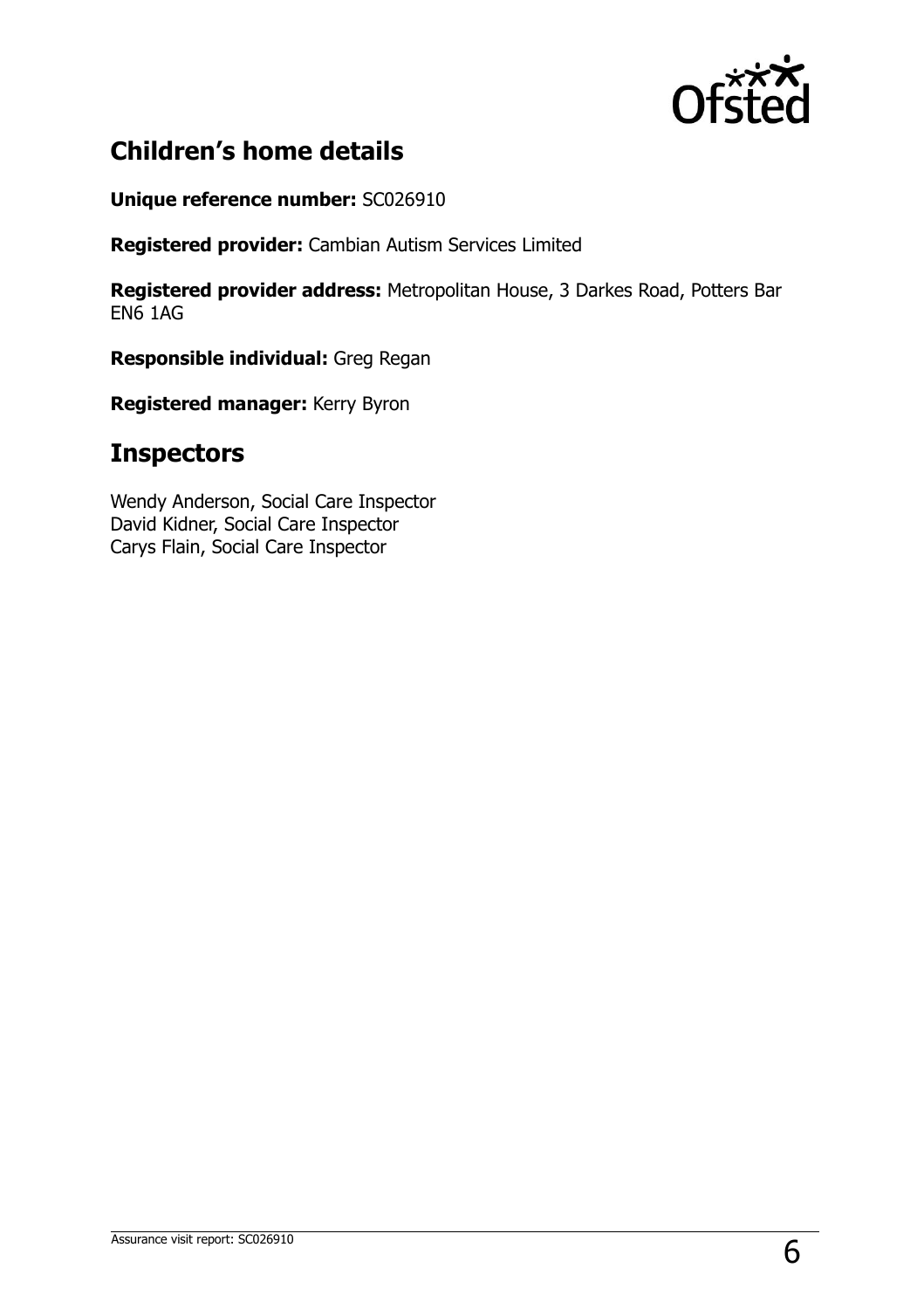## Children's home details

**Unique reference number:** SC026910

**Registered provider:** Cambian Autism Services Limited

**Registered provider address:** Metropolitan House, 3 Darkes Road, Potters Bar EN6 1AG

**Responsible individual:** Greg Regan

**Registered manager:** Kerry Byron

## Inspectors

Wendy Anderson, Social Care Inspector
David Kidner, Social Care Inspector
Carys Flain, Social Care Inspector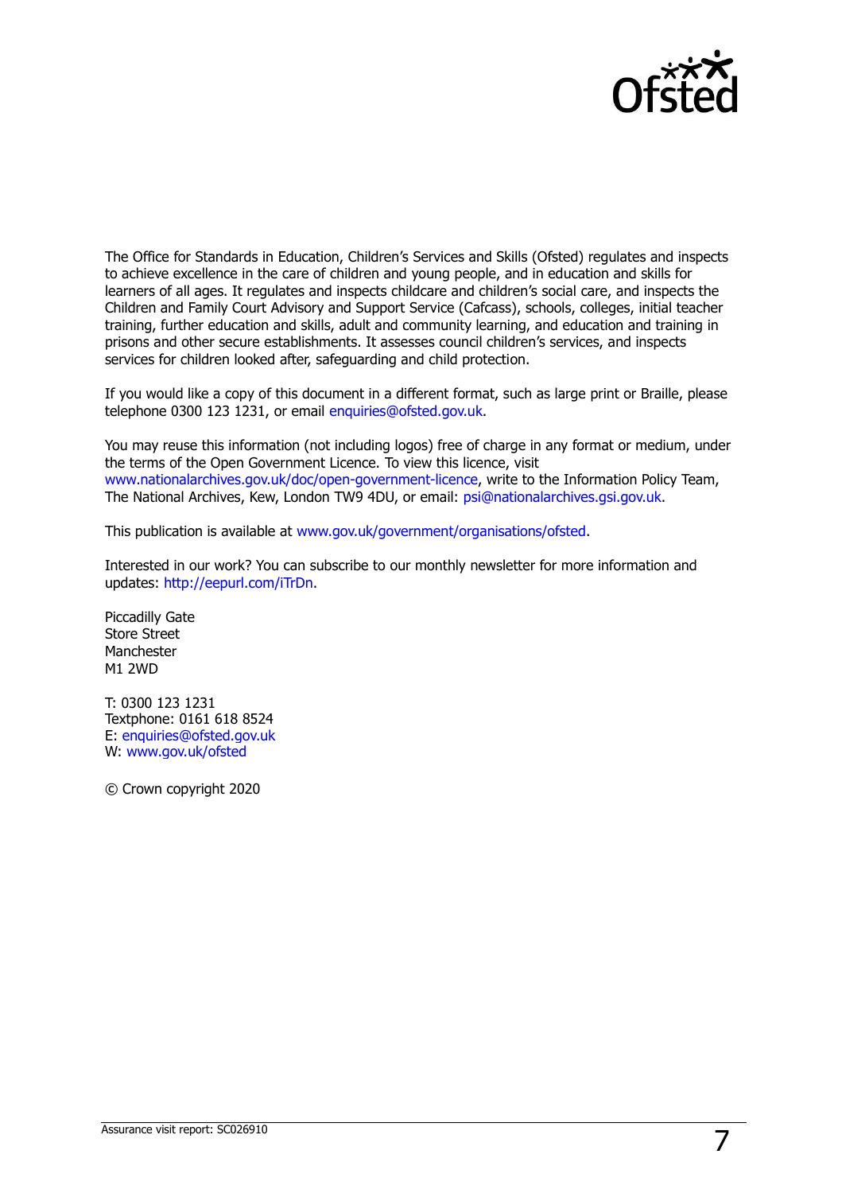The Office for Standards in Education, Children's Services and Skills (Ofsted) regulates and inspects to achieve excellence in the care of children and young people, and in education and skills for learners of all ages. It regulates and inspects childcare and children's social care, and inspects the Children and Family Court Advisory and Support Service (Cafcass), schools, colleges, initial teacher training, further education and skills, adult and community learning, and education and training in prisons and other secure establishments. It assesses council children's services, and inspects services for children looked after, safeguarding and child protection.

If you would like a copy of this document in a different format, such as large print or Braille, please telephone 0300 123 1231, or email enquiries@ofsted.gov.uk.

You may reuse this information (not including logos) free of charge in any format or medium, under the terms of the Open Government Licence. To view this licence, visit www.nationalarchives.gov.uk/doc/open-government-licence, write to the Information Policy Team, The National Archives, Kew, London TW9 4DU, or email: psi@nationalarchives.gsi.gov.uk.

This publication is available at www.gov.uk/government/organisations/ofsted.

Interested in our work? You can subscribe to our monthly newsletter for more information and updates: http://eepurl.com/iTrDn.

Piccadilly Gate
Store Street
Manchester
M1 2WD

T: 0300 123 1231
Textphone: 0161 618 8524
E: enquiries@ofsted.gov.uk
W: www.gov.uk/ofsted

© Crown copyright 2020